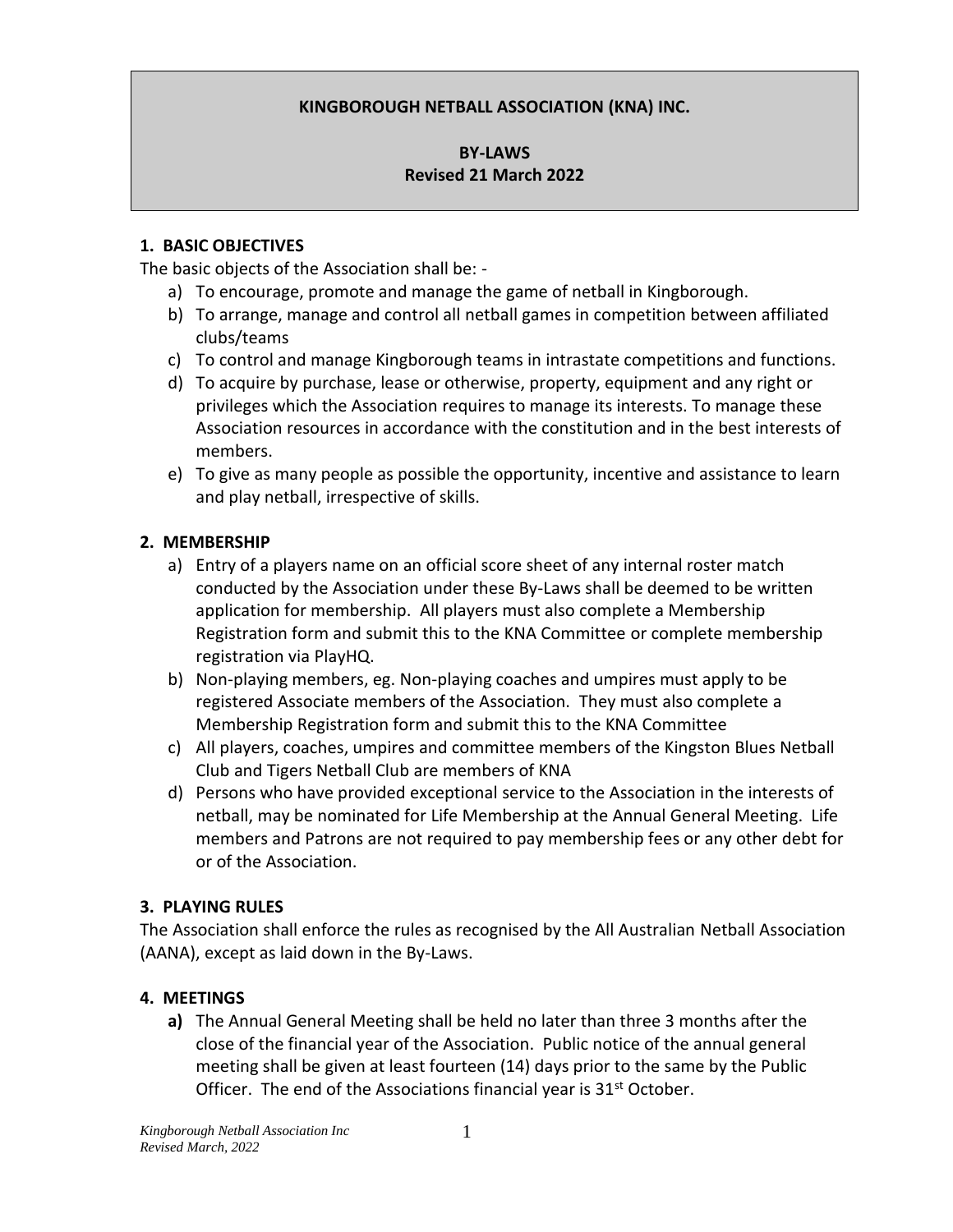**KINGBOROUGH NETBALL ASSOCIATION (KNA) INC.**

**BY-LAWS**
**Revised 21 March 2022**

## 1. BASIC OBJECTIVES

The basic objects of the Association shall be: -

a) To encourage, promote and manage the game of netball in Kingborough.
b) To arrange, manage and control all netball games in competition between affiliated clubs/teams
c) To control and manage Kingborough teams in intrastate competitions and functions.
d) To acquire by purchase, lease or otherwise, property, equipment and any right or privileges which the Association requires to manage its interests. To manage these Association resources in accordance with the constitution and in the best interests of members.
e) To give as many people as possible the opportunity, incentive and assistance to learn and play netball, irrespective of skills.

## 2. MEMBERSHIP

a) Entry of a players name on an official score sheet of any internal roster match conducted by the Association under these By-Laws shall be deemed to be written application for membership. All players must also complete a Membership Registration form and submit this to the KNA Committee or complete membership registration via PlayHQ.
b) Non-playing members, eg. Non-playing coaches and umpires must apply to be registered Associate members of the Association. They must also complete a Membership Registration form and submit this to the KNA Committee
c) All players, coaches, umpires and committee members of the Kingston Blues Netball Club and Tigers Netball Club are members of KNA
d) Persons who have provided exceptional service to the Association in the interests of netball, may be nominated for Life Membership at the Annual General Meeting. Life members and Patrons are not required to pay membership fees or any other debt for or of the Association.

## 3. PLAYING RULES

The Association shall enforce the rules as recognised by the All Australian Netball Association (AANA), except as laid down in the By-Laws.

## 4. MEETINGS

**a)** The Annual General Meeting shall be held no later than three 3 months after the close of the financial year of the Association. Public notice of the annual general meeting shall be given at least fourteen (14) days prior to the same by the Public Officer. The end of the Associations financial year is 31st October.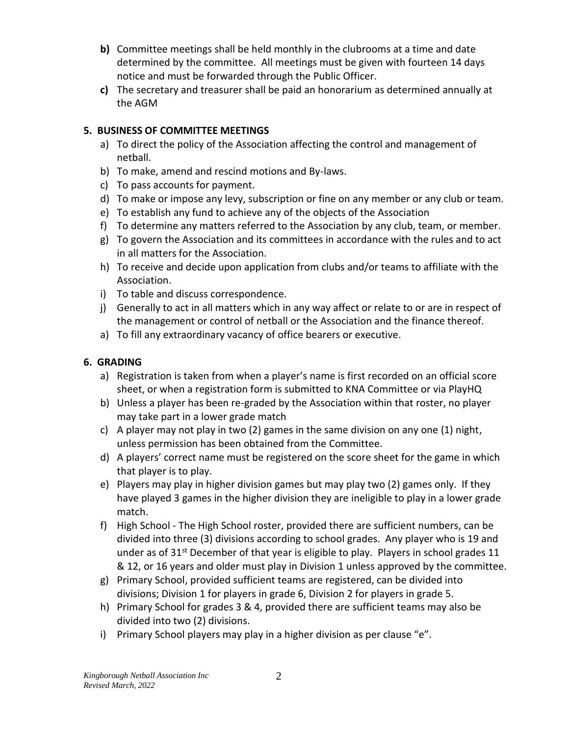**b)** Committee meetings shall be held monthly in the clubrooms at a time and date determined by the committee. All meetings must be given with fourteen 14 days notice and must be forwarded through the Public Officer.

**c)** The secretary and treasurer shall be paid an honorarium as determined annually at the AGM

## 5. BUSINESS OF COMMITTEE MEETINGS

a) To direct the policy of the Association affecting the control and management of netball.
b) To make, amend and rescind motions and By-laws.
c) To pass accounts for payment.
d) To make or impose any levy, subscription or fine on any member or any club or team.
e) To establish any fund to achieve any of the objects of the Association
f) To determine any matters referred to the Association by any club, team, or member.
g) To govern the Association and its committees in accordance with the rules and to act in all matters for the Association.
h) To receive and decide upon application from clubs and/or teams to affiliate with the Association.
i) To table and discuss correspondence.
j) Generally to act in all matters which in any way affect or relate to or are in respect of the management or control of netball or the Association and the finance thereof.
a) To fill any extraordinary vacancy of office bearers or executive.

## 6. GRADING

a) Registration is taken from when a player's name is first recorded on an official score sheet, or when a registration form is submitted to KNA Committee or via PlayHQ
b) Unless a player has been re-graded by the Association within that roster, no player may take part in a lower grade match
c) A player may not play in two (2) games in the same division on any one (1) night, unless permission has been obtained from the Committee.
d) A players' correct name must be registered on the score sheet for the game in which that player is to play.
e) Players may play in higher division games but may play two (2) games only. If they have played 3 games in the higher division they are ineligible to play in a lower grade match.
f) High School - The High School roster, provided there are sufficient numbers, can be divided into three (3) divisions according to school grades. Any player who is 19 and under as of 31st December of that year is eligible to play. Players in school grades 11 & 12, or 16 years and older must play in Division 1 unless approved by the committee.
g) Primary School, provided sufficient teams are registered, can be divided into divisions; Division 1 for players in grade 6, Division 2 for players in grade 5.
h) Primary School for grades 3 & 4, provided there are sufficient teams may also be divided into two (2) divisions.
i) Primary School players may play in a higher division as per clause "e".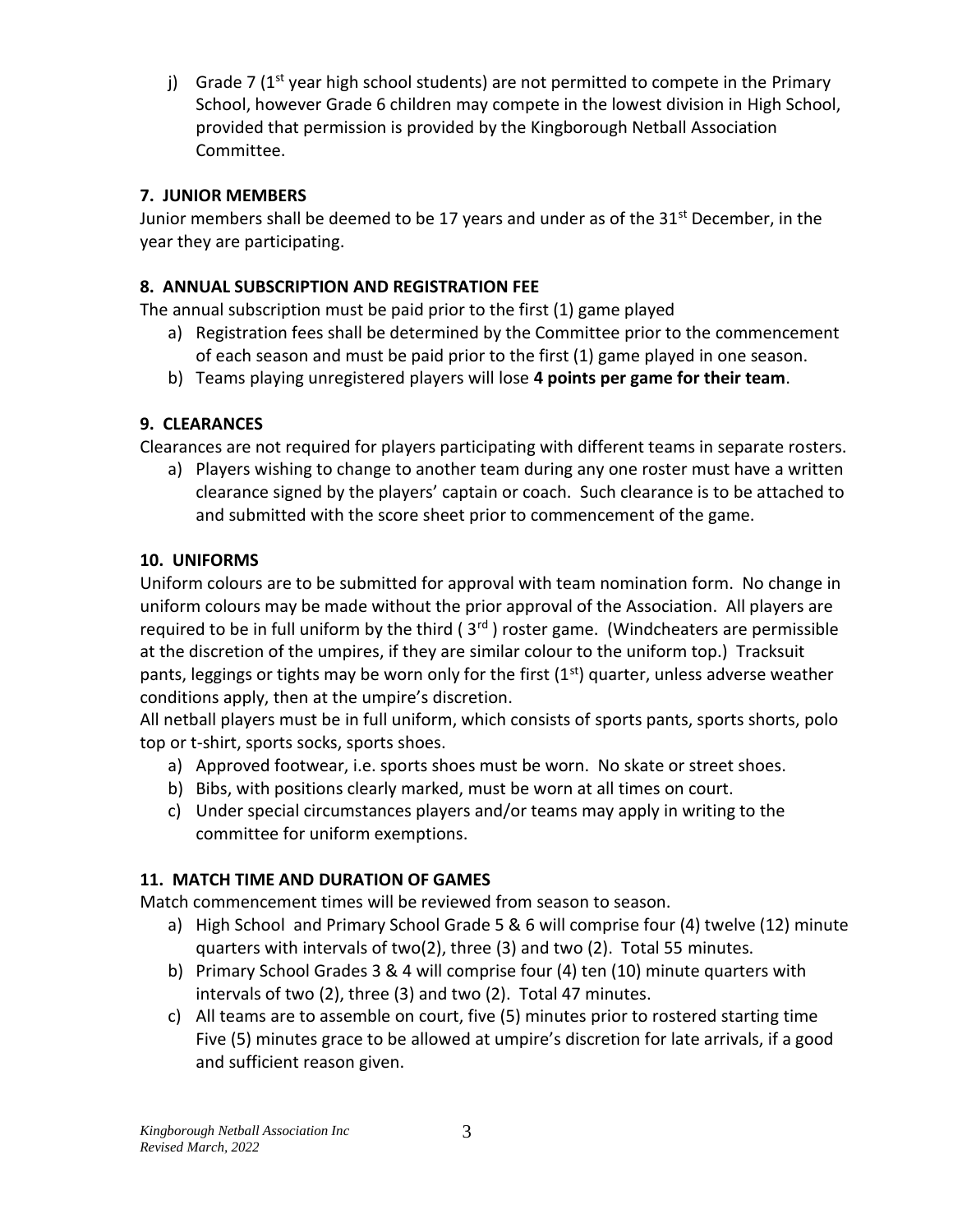j) Grade 7 (1st year high school students) are not permitted to compete in the Primary School, however Grade 6 children may compete in the lowest division in High School, provided that permission is provided by the Kingborough Netball Association Committee.

### 7. JUNIOR MEMBERS

Junior members shall be deemed to be 17 years and under as of the 31st December, in the year they are participating.

### 8. ANNUAL SUBSCRIPTION AND REGISTRATION FEE

The annual subscription must be paid prior to the first (1) game played

a) Registration fees shall be determined by the Committee prior to the commencement of each season and must be paid prior to the first (1) game played in one season.
b) Teams playing unregistered players will lose **4 points per game for their team**.

### 9. CLEARANCES

Clearances are not required for players participating with different teams in separate rosters.

a) Players wishing to change to another team during any one roster must have a written clearance signed by the players' captain or coach. Such clearance is to be attached to and submitted with the score sheet prior to commencement of the game.

### 10. UNIFORMS

Uniform colours are to be submitted for approval with team nomination form. No change in uniform colours may be made without the prior approval of the Association. All players are required to be in full uniform by the third ( 3rd ) roster game. (Windcheaters are permissible at the discretion of the umpires, if they are similar colour to the uniform top.) Tracksuit pants, leggings or tights may be worn only for the first (1st) quarter, unless adverse weather conditions apply, then at the umpire's discretion.

All netball players must be in full uniform, which consists of sports pants, sports shorts, polo top or t-shirt, sports socks, sports shoes.

a) Approved footwear, i.e. sports shoes must be worn. No skate or street shoes.
b) Bibs, with positions clearly marked, must be worn at all times on court.
c) Under special circumstances players and/or teams may apply in writing to the committee for uniform exemptions.

### 11. MATCH TIME AND DURATION OF GAMES

Match commencement times will be reviewed from season to season.

a) High School and Primary School Grade 5 & 6 will comprise four (4) twelve (12) minute quarters with intervals of two(2), three (3) and two (2). Total 55 minutes.
b) Primary School Grades 3 & 4 will comprise four (4) ten (10) minute quarters with intervals of two (2), three (3) and two (2). Total 47 minutes.
c) All teams are to assemble on court, five (5) minutes prior to rostered starting time Five (5) minutes grace to be allowed at umpire's discretion for late arrivals, if a good and sufficient reason given.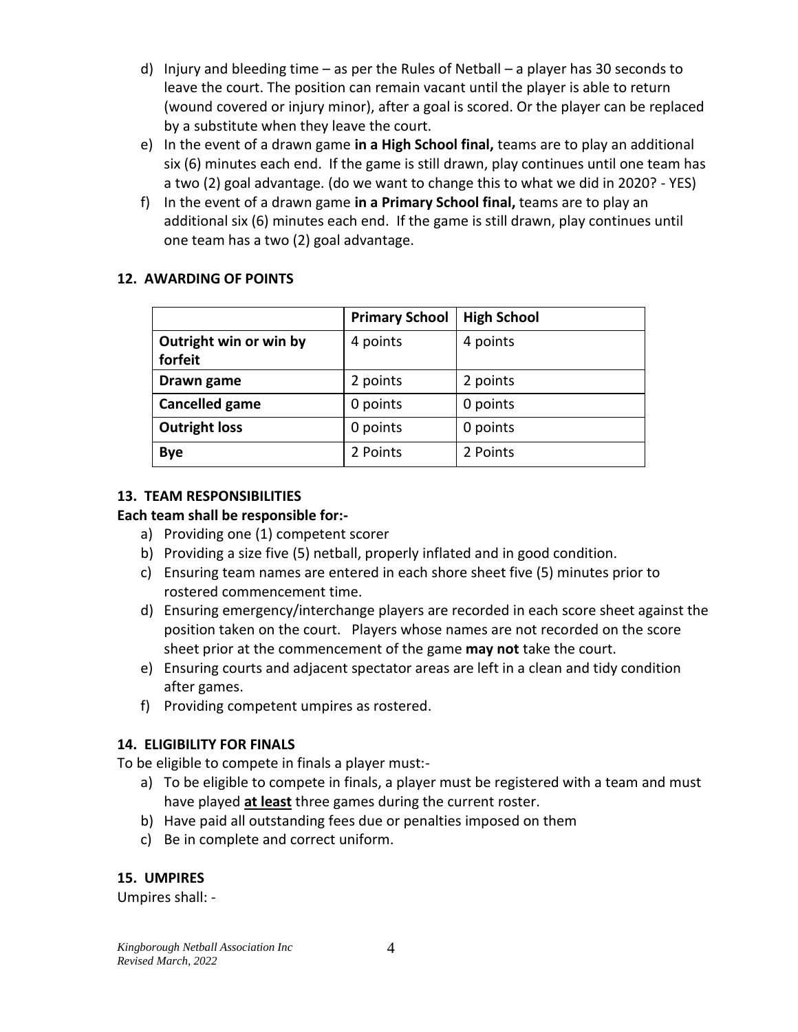d) Injury and bleeding time – as per the Rules of Netball – a player has 30 seconds to leave the court. The position can remain vacant until the player is able to return (wound covered or injury minor), after a goal is scored. Or the player can be replaced by a substitute when they leave the court.
e) In the event of a drawn game **in a High School final,** teams are to play an additional six (6) minutes each end. If the game is still drawn, play continues until one team has a two (2) goal advantage. (do we want to change this to what we did in 2020? - YES)
f) In the event of a drawn game **in a Primary School final,** teams are to play an additional six (6) minutes each end. If the game is still drawn, play continues until one team has a two (2) goal advantage.

## 12. AWARDING OF POINTS

| | **Primary School** | **High School** |
|---|---|---|
| **Outright win or win by forfeit** | 4 points | 4 points |
| **Drawn game** | 2 points | 2 points |
| **Cancelled game** | 0 points | 0 points |
| **Outright loss** | 0 points | 0 points |
| **Bye** | 2 Points | 2 Points |

## 13. TEAM RESPONSIBILITIES

**Each team shall be responsible for:-**

a) Providing one (1) competent scorer
b) Providing a size five (5) netball, properly inflated and in good condition.
c) Ensuring team names are entered in each shore sheet five (5) minutes prior to rostered commencement time.
d) Ensuring emergency/interchange players are recorded in each score sheet against the position taken on the court. Players whose names are not recorded on the score sheet prior at the commencement of the game **may not** take the court.
e) Ensuring courts and adjacent spectator areas are left in a clean and tidy condition after games.
f) Providing competent umpires as rostered.

## 14. ELIGIBILITY FOR FINALS

To be eligible to compete in finals a player must:-

a) To be eligible to compete in finals, a player must be registered with a team and must have played **<u>at least</u>** three games during the current roster.
b) Have paid all outstanding fees due or penalties imposed on them
c) Be in complete and correct uniform.

## 15. UMPIRES

Umpires shall: -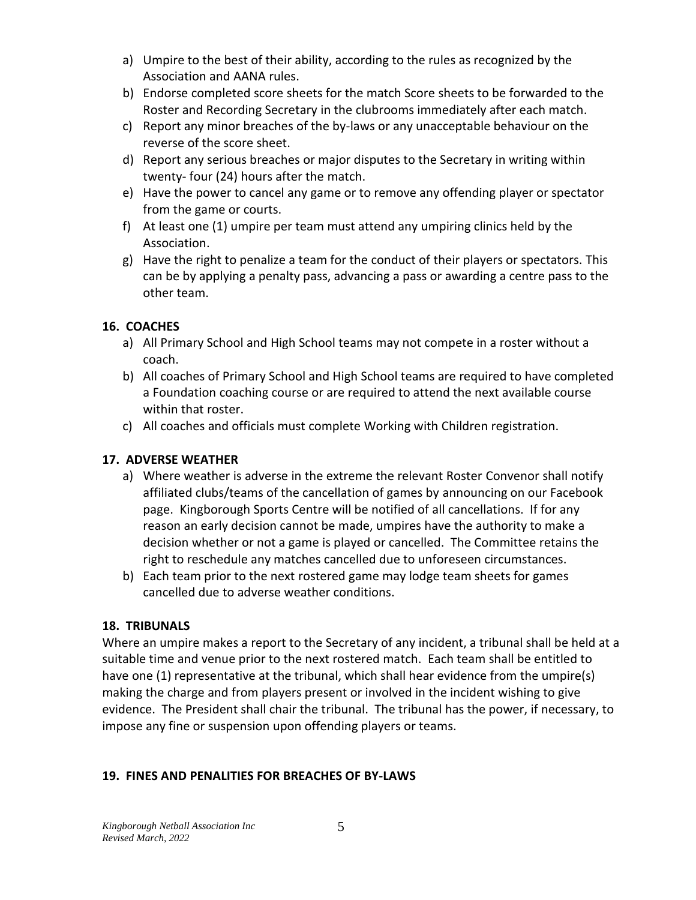a) Umpire to the best of their ability, according to the rules as recognized by the Association and AANA rules.
b) Endorse completed score sheets for the match Score sheets to be forwarded to the Roster and Recording Secretary in the clubrooms immediately after each match.
c) Report any minor breaches of the by-laws or any unacceptable behaviour on the reverse of the score sheet.
d) Report any serious breaches or major disputes to the Secretary in writing within twenty- four (24) hours after the match.
e) Have the power to cancel any game or to remove any offending player or spectator from the game or courts.
f) At least one (1) umpire per team must attend any umpiring clinics held by the Association.
g) Have the right to penalize a team for the conduct of their players or spectators. This can be by applying a penalty pass, advancing a pass or awarding a centre pass to the other team.

## 16. COACHES

a) All Primary School and High School teams may not compete in a roster without a coach.
b) All coaches of Primary School and High School teams are required to have completed a Foundation coaching course or are required to attend the next available course within that roster.
c) All coaches and officials must complete Working with Children registration.

## 17. ADVERSE WEATHER

a) Where weather is adverse in the extreme the relevant Roster Convenor shall notify affiliated clubs/teams of the cancellation of games by announcing on our Facebook page. Kingborough Sports Centre will be notified of all cancellations. If for any reason an early decision cannot be made, umpires have the authority to make a decision whether or not a game is played or cancelled. The Committee retains the right to reschedule any matches cancelled due to unforeseen circumstances.
b) Each team prior to the next rostered game may lodge team sheets for games cancelled due to adverse weather conditions.

## 18. TRIBUNALS

Where an umpire makes a report to the Secretary of any incident, a tribunal shall be held at a suitable time and venue prior to the next rostered match. Each team shall be entitled to have one (1) representative at the tribunal, which shall hear evidence from the umpire(s) making the charge and from players present or involved in the incident wishing to give evidence. The President shall chair the tribunal. The tribunal has the power, if necessary, to impose any fine or suspension upon offending players or teams.

## 19. FINES AND PENALITIES FOR BREACHES OF BY-LAWS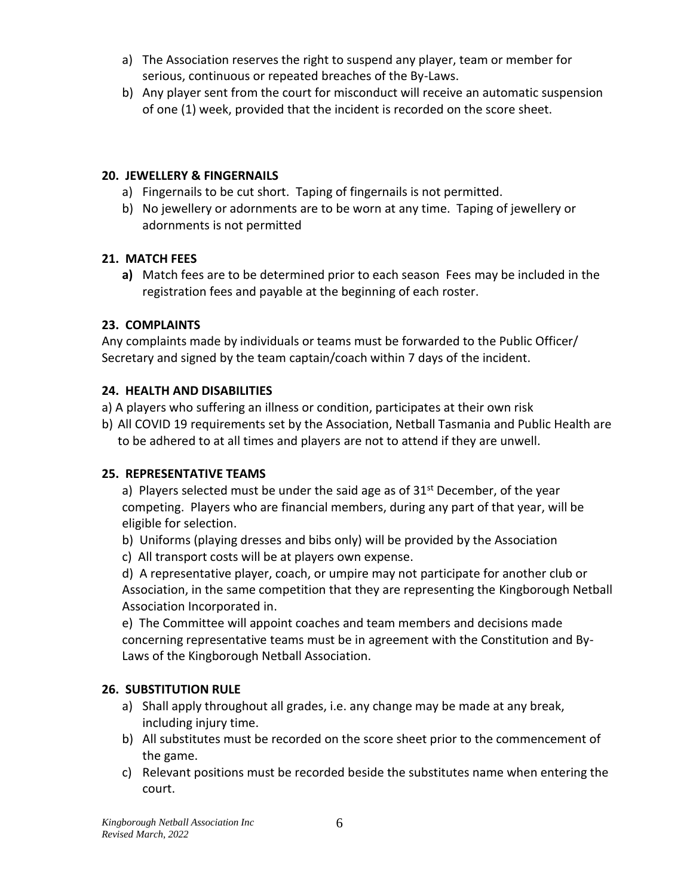a) The Association reserves the right to suspend any player, team or member for serious, continuous or repeated breaches of the By-Laws.
b) Any player sent from the court for misconduct will receive an automatic suspension of one (1) week, provided that the incident is recorded on the score sheet.

### 20. JEWELLERY & FINGERNAILS

a) Fingernails to be cut short. Taping of fingernails is not permitted.
b) No jewellery or adornments are to be worn at any time. Taping of jewellery or adornments is not permitted

### 21. MATCH FEES

**a)** Match fees are to be determined prior to each season Fees may be included in the registration fees and payable at the beginning of each roster.

### 23. COMPLAINTS

Any complaints made by individuals or teams must be forwarded to the Public Officer/ Secretary and signed by the team captain/coach within 7 days of the incident.

### 24. HEALTH AND DISABILITIES

a) A players who suffering an illness or condition, participates at their own risk
b) All COVID 19 requirements set by the Association, Netball Tasmania and Public Health are to be adhered to at all times and players are not to attend if they are unwell.

### 25. REPRESENTATIVE TEAMS

a) Players selected must be under the said age as of 31st December, of the year competing. Players who are financial members, during any part of that year, will be eligible for selection.
b) Uniforms (playing dresses and bibs only) will be provided by the Association
c) All transport costs will be at players own expense.
d) A representative player, coach, or umpire may not participate for another club or Association, in the same competition that they are representing the Kingborough Netball Association Incorporated in.
e) The Committee will appoint coaches and team members and decisions made concerning representative teams must be in agreement with the Constitution and By-Laws of the Kingborough Netball Association.

### 26. SUBSTITUTION RULE

a) Shall apply throughout all grades, i.e. any change may be made at any break, including injury time.
b) All substitutes must be recorded on the score sheet prior to the commencement of the game.
c) Relevant positions must be recorded beside the substitutes name when entering the court.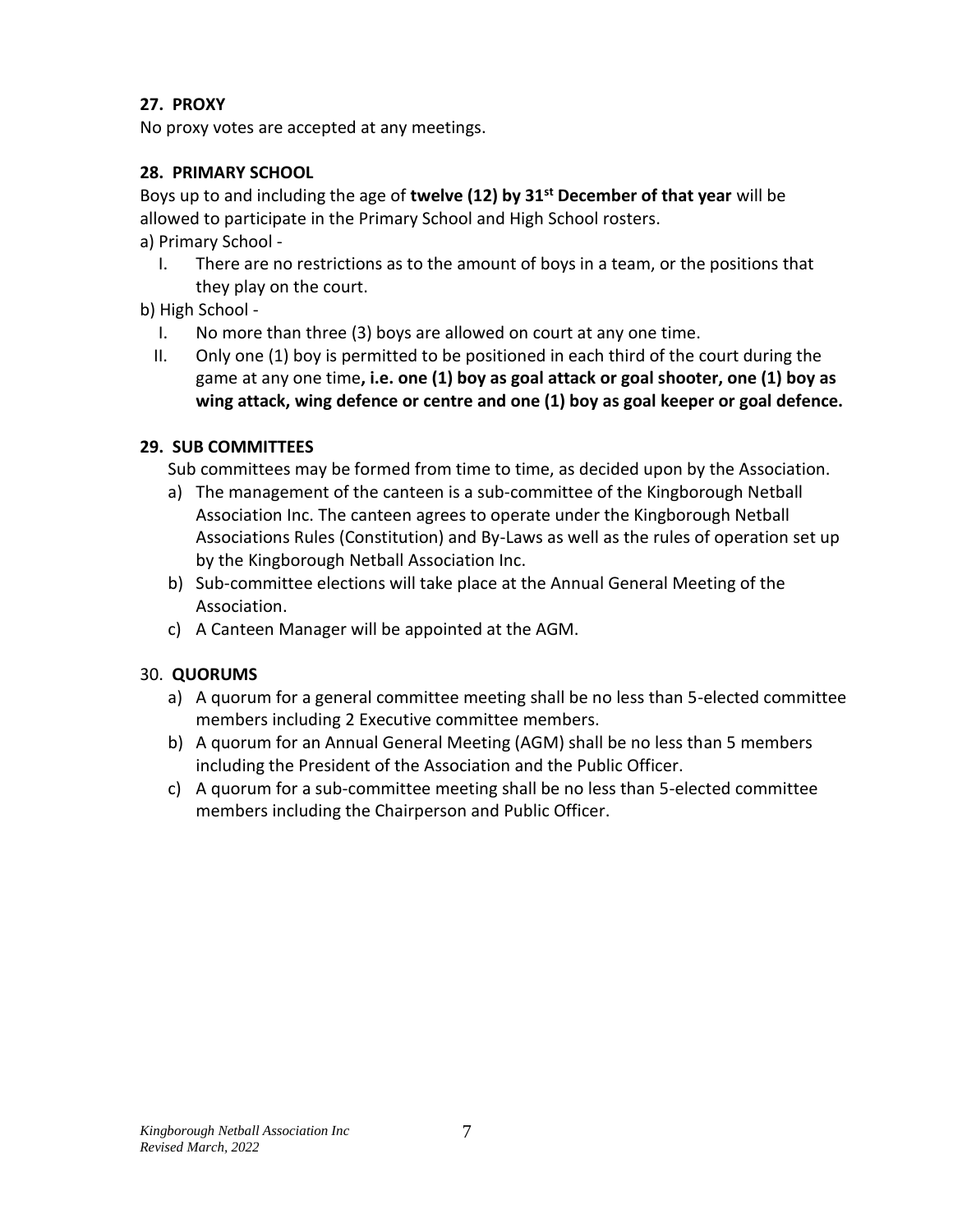## 27. PROXY

No proxy votes are accepted at any meetings.

## 28. PRIMARY SCHOOL

Boys up to and including the age of **twelve (12) by 31st December of that year** will be allowed to participate in the Primary School and High School rosters.

a) Primary School -

- I. There are no restrictions as to the amount of boys in a team, or the positions that they play on the court.

b) High School -

- I. No more than three (3) boys are allowed on court at any one time.
- II. Only one (1) boy is permitted to be positioned in each third of the court during the game at any one time**, i.e. one (1) boy as goal attack or goal shooter, one (1) boy as wing attack, wing defence or centre and one (1) boy as goal keeper or goal defence.**

## 29. SUB COMMITTEES

Sub committees may be formed from time to time, as decided upon by the Association.

- a) The management of the canteen is a sub-committee of the Kingborough Netball Association Inc. The canteen agrees to operate under the Kingborough Netball Associations Rules (Constitution) and By-Laws as well as the rules of operation set up by the Kingborough Netball Association Inc.
- b) Sub-committee elections will take place at the Annual General Meeting of the Association.
- c) A Canteen Manager will be appointed at the AGM.

## 30. QUORUMS

- a) A quorum for a general committee meeting shall be no less than 5-elected committee members including 2 Executive committee members.
- b) A quorum for an Annual General Meeting (AGM) shall be no less than 5 members including the President of the Association and the Public Officer.
- c) A quorum for a sub-committee meeting shall be no less than 5-elected committee members including the Chairperson and Public Officer.